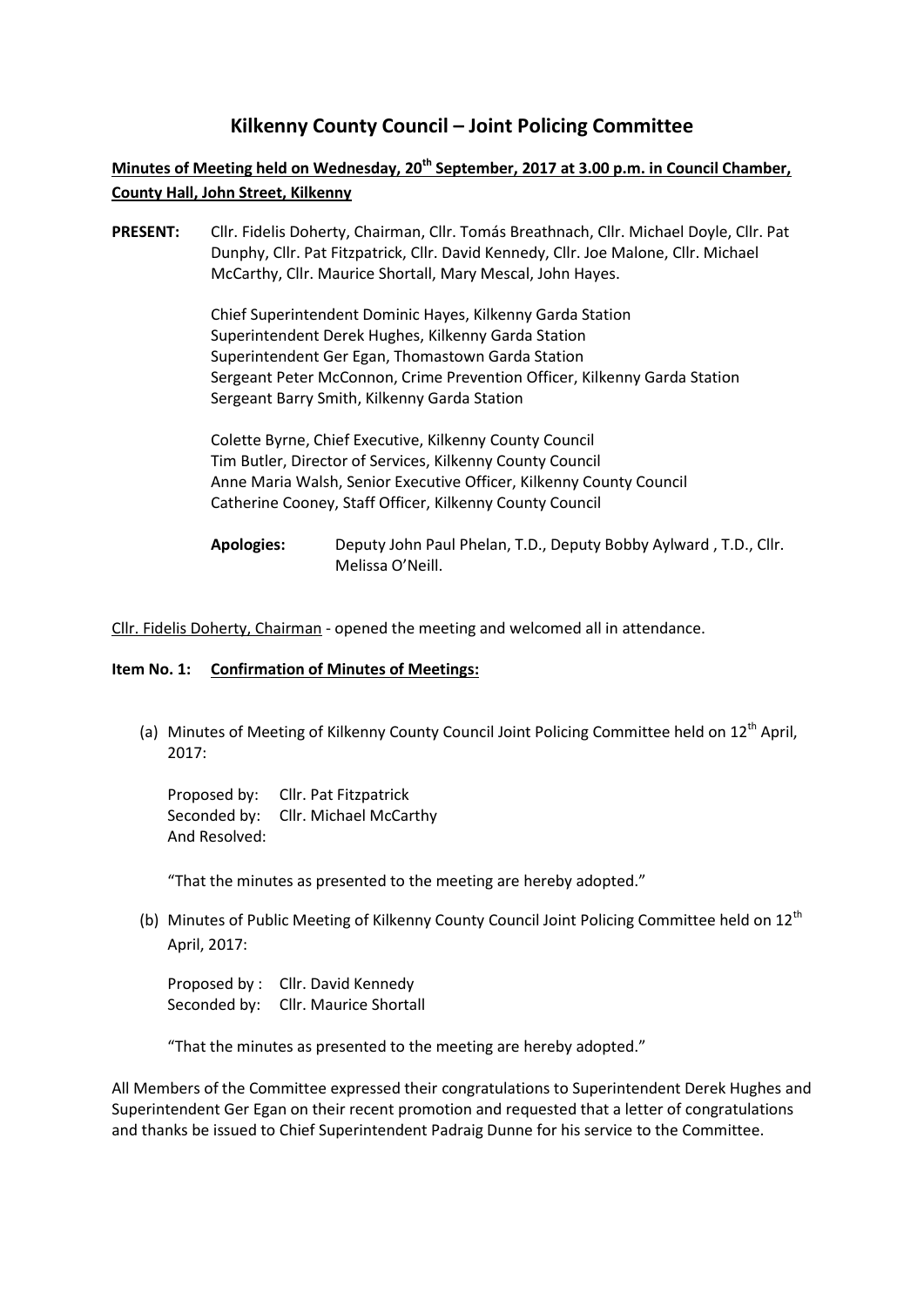# Kilkenny County Council – Joint Policing Committee

**Minutes of Meeting held on Wednesday, 20th September, 2017 at 3.00 p.m. in Council Chamber, County Hall, John Street, Kilkenny**

**PRESENT:** Cllr. Fidelis Doherty, Chairman, Cllr. Tomás Breathnach, Cllr. Michael Doyle, Cllr. Pat Dunphy, Cllr. Pat Fitzpatrick, Cllr. David Kennedy, Cllr. Joe Malone, Cllr. Michael McCarthy, Cllr. Maurice Shortall, Mary Mescal, John Hayes.

Chief Superintendent Dominic Hayes, Kilkenny Garda Station
Superintendent Derek Hughes, Kilkenny Garda Station
Superintendent Ger Egan, Thomastown Garda Station
Sergeant Peter McConnon, Crime Prevention Officer, Kilkenny Garda Station
Sergeant Barry Smith, Kilkenny Garda Station

Colette Byrne, Chief Executive, Kilkenny County Council
Tim Butler, Director of Services, Kilkenny County Council
Anne Maria Walsh, Senior Executive Officer, Kilkenny County Council
Catherine Cooney, Staff Officer, Kilkenny County Council

**Apologies:** Deputy John Paul Phelan, T.D., Deputy Bobby Aylward , T.D., Cllr. Melissa O'Neill.

Cllr. Fidelis Doherty, Chairman - opened the meeting and welcomed all in attendance.

**Item No. 1: Confirmation of Minutes of Meetings:**

(a) Minutes of Meeting of Kilkenny County Council Joint Policing Committee held on 12th April, 2017:

Proposed by: Cllr. Pat Fitzpatrick
Seconded by: Cllr. Michael McCarthy
And Resolved:

"That the minutes as presented to the meeting are hereby adopted."

(b) Minutes of Public Meeting of Kilkenny County Council Joint Policing Committee held on 12th April, 2017:

Proposed by : Cllr. David Kennedy
Seconded by: Cllr. Maurice Shortall

"That the minutes as presented to the meeting are hereby adopted."

All Members of the Committee expressed their congratulations to Superintendent Derek Hughes and Superintendent Ger Egan on their recent promotion and requested that a letter of congratulations and thanks be issued to Chief Superintendent Padraig Dunne for his service to the Committee.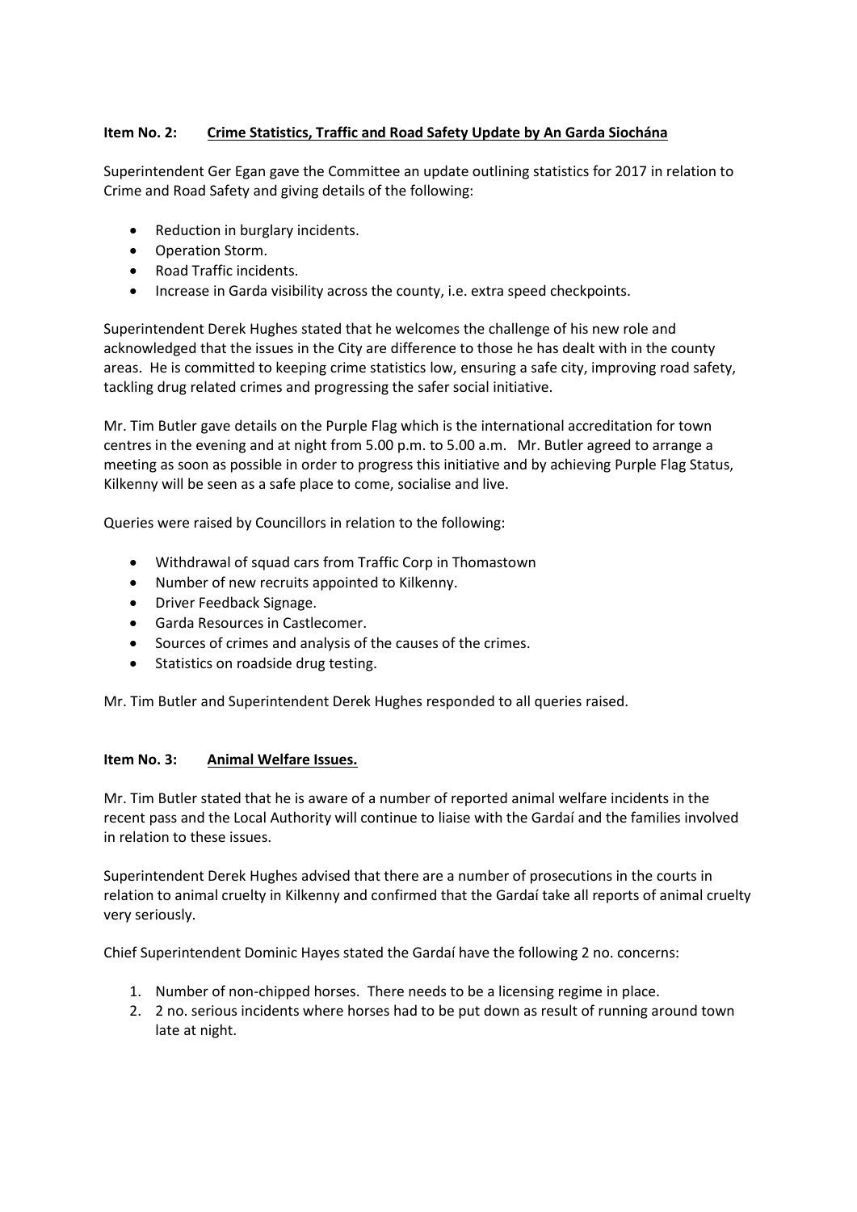**Item No. 2:** **Crime Statistics, Traffic and Road Safety Update by An Garda Siochána**

Superintendent Ger Egan gave the Committee an update outlining statistics for 2017 in relation to Crime and Road Safety and giving details of the following:

- Reduction in burglary incidents.
- Operation Storm.
- Road Traffic incidents.
- Increase in Garda visibility across the county, i.e. extra speed checkpoints.

Superintendent Derek Hughes stated that he welcomes the challenge of his new role and acknowledged that the issues in the City are difference to those he has dealt with in the county areas. He is committed to keeping crime statistics low, ensuring a safe city, improving road safety, tackling drug related crimes and progressing the safer social initiative.

Mr. Tim Butler gave details on the Purple Flag which is the international accreditation for town centres in the evening and at night from 5.00 p.m. to 5.00 a.m. Mr. Butler agreed to arrange a meeting as soon as possible in order to progress this initiative and by achieving Purple Flag Status, Kilkenny will be seen as a safe place to come, socialise and live.

Queries were raised by Councillors in relation to the following:

- Withdrawal of squad cars from Traffic Corp in Thomastown
- Number of new recruits appointed to Kilkenny.
- Driver Feedback Signage.
- Garda Resources in Castlecomer.
- Sources of crimes and analysis of the causes of the crimes.
- Statistics on roadside drug testing.

Mr. Tim Butler and Superintendent Derek Hughes responded to all queries raised.

**Item No. 3:** **Animal Welfare Issues.**

Mr. Tim Butler stated that he is aware of a number of reported animal welfare incidents in the recent pass and the Local Authority will continue to liaise with the Gardaí and the families involved in relation to these issues.

Superintendent Derek Hughes advised that there are a number of prosecutions in the courts in relation to animal cruelty in Kilkenny and confirmed that the Gardaí take all reports of animal cruelty very seriously.

Chief Superintendent Dominic Hayes stated the Gardaí have the following 2 no. concerns:

1. Number of non-chipped horses. There needs to be a licensing regime in place.
2. 2 no. serious incidents where horses had to be put down as result of running around town late at night.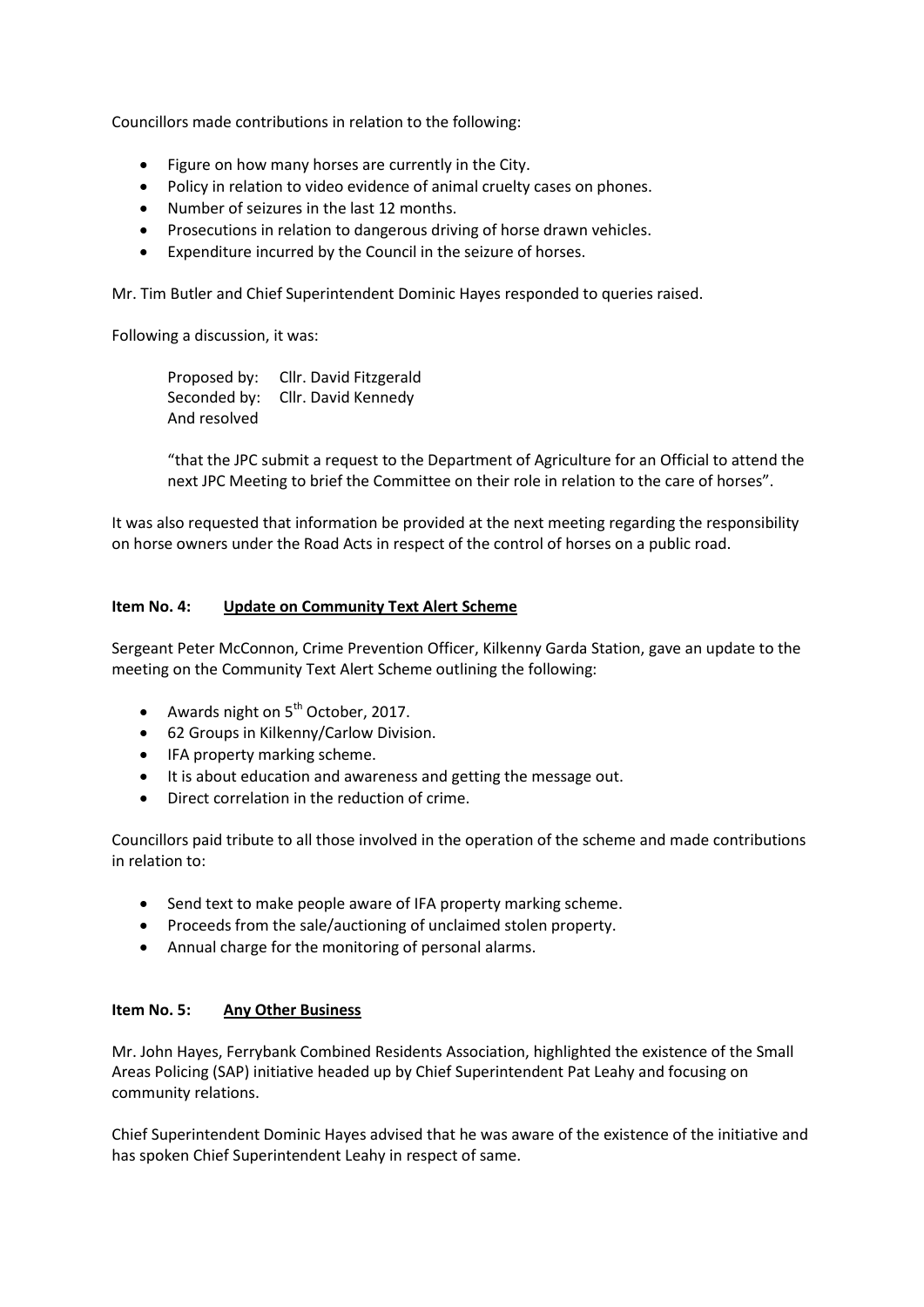Councillors made contributions in relation to the following:

- Figure on how many horses are currently in the City.
- Policy in relation to video evidence of animal cruelty cases on phones.
- Number of seizures in the last 12 months.
- Prosecutions in relation to dangerous driving of horse drawn vehicles.
- Expenditure incurred by the Council in the seizure of horses.

Mr. Tim Butler and Chief Superintendent Dominic Hayes responded to queries raised.

Following a discussion, it was:

Proposed by: Cllr. David Fitzgerald
Seconded by: Cllr. David Kennedy
And resolved

"that the JPC submit a request to the Department of Agriculture for an Official to attend the next JPC Meeting to brief the Committee on their role in relation to the care of horses".

It was also requested that information be provided at the next meeting regarding the responsibility on horse owners under the Road Acts in respect of the control of horses on a public road.

**Item No. 4: Update on Community Text Alert Scheme**

Sergeant Peter McConnon, Crime Prevention Officer, Kilkenny Garda Station, gave an update to the meeting on the Community Text Alert Scheme outlining the following:

- Awards night on 5th October, 2017.
- 62 Groups in Kilkenny/Carlow Division.
- IFA property marking scheme.
- It is about education and awareness and getting the message out.
- Direct correlation in the reduction of crime.

Councillors paid tribute to all those involved in the operation of the scheme and made contributions in relation to:

- Send text to make people aware of IFA property marking scheme.
- Proceeds from the sale/auctioning of unclaimed stolen property.
- Annual charge for the monitoring of personal alarms.

**Item No. 5: Any Other Business**

Mr. John Hayes, Ferrybank Combined Residents Association, highlighted the existence of the Small Areas Policing (SAP) initiative headed up by Chief Superintendent Pat Leahy and focusing on community relations.

Chief Superintendent Dominic Hayes advised that he was aware of the existence of the initiative and has spoken Chief Superintendent Leahy in respect of same.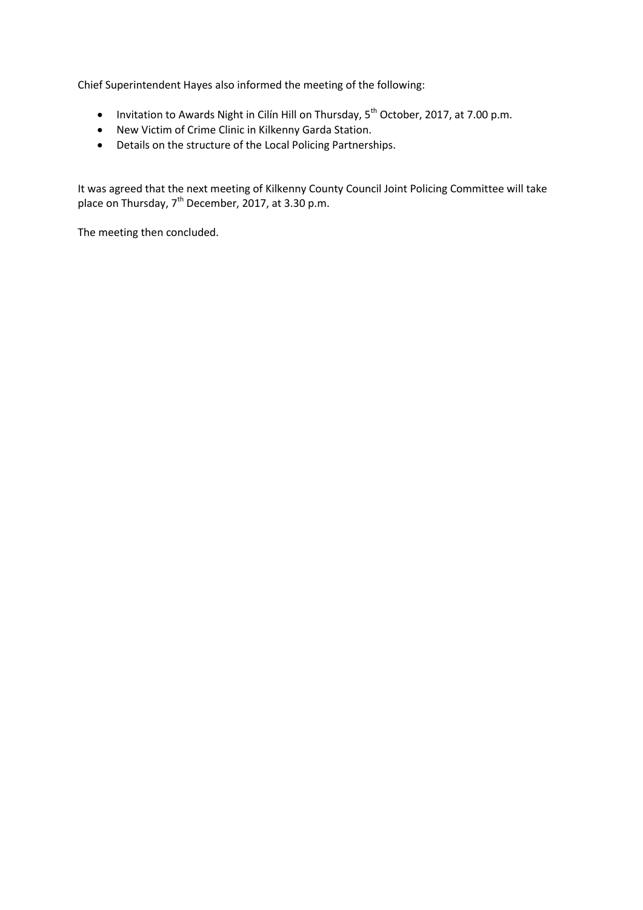Chief Superintendent Hayes also informed the meeting of the following:

- Invitation to Awards Night in Cilín Hill on Thursday, 5th October, 2017, at 7.00 p.m.
- New Victim of Crime Clinic in Kilkenny Garda Station.
- Details on the structure of the Local Policing Partnerships.

It was agreed that the next meeting of Kilkenny County Council Joint Policing Committee will take place on Thursday, 7th December, 2017, at 3.30 p.m.

The meeting then concluded.